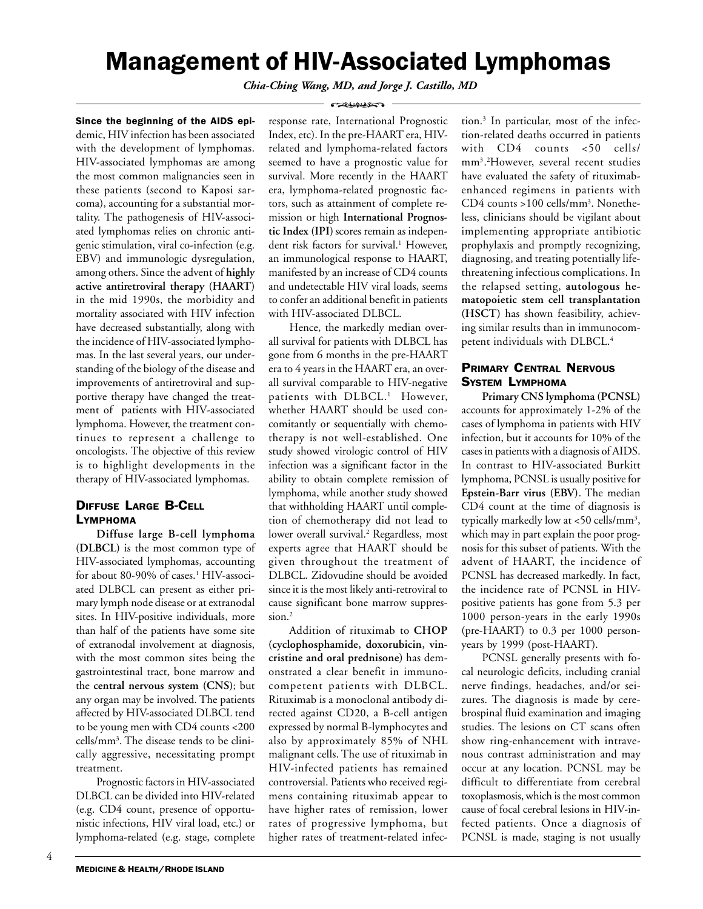# Management of HIV-Associated Lymphomas

*Chia-Ching Wang, MD, and Jorge J. Castillo, MD*

**Since the beginning of the AIDS epi**demic, HIV infection has been associated with the development of lymphomas. HIV-associated lymphomas are among the most common malignancies seen in these patients (second to Kaposi sarcoma), accounting for a substantial mortality. The pathogenesis of HIV-associated lymphomas relies on chronic antigenic stimulation, viral co-infection (e.g. EBV) and immunologic dysregulation, among others. Since the advent of **highly active antiretroviral therapy (HAART)** in the mid 1990s, the morbidity and mortality associated with HIV infection have decreased substantially, along with the incidence of HIV-associated lymphomas. In the last several years, our understanding of the biology of the disease and improvements of antiretroviral and supportive therapy have changed the treatment of patients with HIV-associated lymphoma. However, the treatment continues to represent a challenge to oncologists. The objective of this review is to highlight developments in the therapy of HIV-associated lymphomas.

## Diffuse Large B-Cell Lymphoma

**Diffuse large B-cell lymphoma (DLBCL)** is the most common type of HIV-associated lymphomas, accounting for about 80-90% of cases.[1] HIV-associated DLBCL can present as either primary lymph node disease or at extranodal sites. In HIV-positive individuals, more than half of the patients have some site of extranodal involvement at diagnosis, with the most common sites being the gastrointestinal tract, bone marrow and the **central nervous system (CNS)**; but any organ may be involved. The patients affected by HIV-associated DLBCL tend to be young men with CD4 counts <200 cells/mm³. The disease tends to be clinically aggressive, necessitating prompt treatment.

Prognostic factors in HIV-associated DLBCL can be divided into HIV-related (e.g. CD4 count, presence of opportunistic infections, HIV viral load, etc.) or lymphoma-related (e.g. stage, complete response rate, International Prognostic Index, etc). In the pre-HAART era, HIV-related and lymphoma-related factors seemed to have a prognostic value for survival. More recently in the HAART era, lymphoma-related prognostic factors, such as attainment of complete remission or high **International Prognostic Index (IPI)** scores remain as independent risk factors for survival.[1] However, an immunological response to HAART, manifested by an increase of CD4 counts and undetectable HIV viral loads, seems to confer an additional benefit in patients with HIV-associated DLBCL.

Hence, the markedly median overall survival for patients with DLBCL has gone from 6 months in the pre-HAART era to 4 years in the HAART era, an overall survival comparable to HIV-negative patients with DLBCL.[1] However, whether HAART should be used concomitantly or sequentially with chemotherapy is not well-established. One study showed virologic control of HIV infection was a significant factor in the ability to obtain complete remission of lymphoma, while another study showed that withholding HAART until completion of chemotherapy did not lead to lower overall survival.[2] Regardless, most experts agree that HAART should be given throughout the treatment of DLBCL. Zidovudine should be avoided since it is the most likely anti-retroviral to cause significant bone marrow suppression.[2]

Addition of rituximab to **CHOP (cyclophosphamide, doxorubicin, vincristine and oral prednisone)** has demonstrated a clear benefit in immunocompetent patients with DLBCL. Rituximab is a monoclonal antibody directed against CD20, a B-cell antigen expressed by normal B-lymphocytes and also by approximately 85% of NHL malignant cells. The use of rituximab in HIV-infected patients has remained controversial. Patients who received regimens containing rituximab appear to have higher rates of remission, lower rates of progressive lymphoma, but higher rates of treatment-related infection.[3] In particular, most of the infection-related deaths occurred in patients with CD4 counts <50 cells/mm³.[2] However, several recent studies have evaluated the safety of rituximab-enhanced regimens in patients with CD4 counts >100 cells/mm³. Nonetheless, clinicians should be vigilant about implementing appropriate antibiotic prophylaxis and promptly recognizing, diagnosing, and treating potentially life-threatening infectious complications. In the relapsed setting, **autologous hematopoietic stem cell transplantation (HSCT)** has shown feasibility, achieving similar results than in immunocompetent individuals with DLBCL.[4]

## Primary Central Nervous System Lymphoma

**Primary CNS lymphoma (PCNSL)** accounts for approximately 1-2% of the cases of lymphoma in patients with HIV infection, but it accounts for 10% of the cases in patients with a diagnosis of AIDS. In contrast to HIV-associated Burkitt lymphoma, PCNSL is usually positive for **Epstein-Barr virus (EBV)**. The median CD4 count at the time of diagnosis is typically markedly low at <50 cells/mm³, which may in part explain the poor prognosis for this subset of patients. With the advent of HAART, the incidence of PCNSL has decreased markedly. In fact, the incidence rate of PCNSL in HIV-positive patients has gone from 5.3 per 1000 person-years in the early 1990s (pre-HAART) to 0.3 per 1000 person-years by 1999 (post-HAART).

PCNSL generally presents with focal neurologic deficits, including cranial nerve findings, headaches, and/or seizures. The diagnosis is made by cerebrospinal fluid examination and imaging studies. The lesions on CT scans often show ring-enhancement with intravenous contrast administration and may occur at any location. PCNSL may be difficult to differentiate from cerebral toxoplasmosis, which is the most common cause of focal cerebral lesions in HIV-infected patients. Once a diagnosis of PCNSL is made, staging is not usually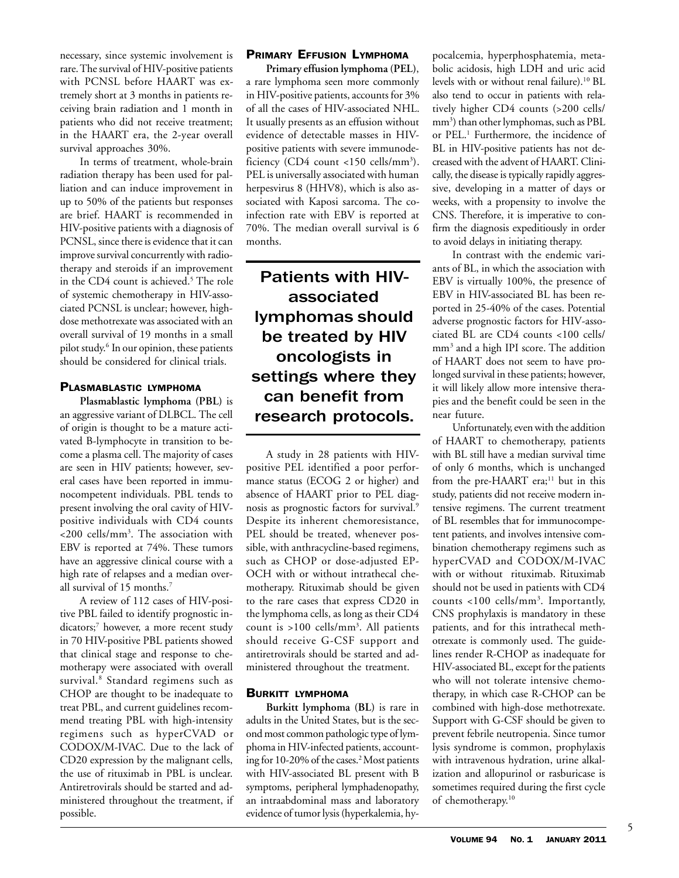necessary, since systemic involvement is rare. The survival of HIV-positive patients with PCNSL before HAART was extremely short at 3 months in patients receiving brain radiation and 1 month in patients who did not receive treatment; in the HAART era, the 2-year overall survival approaches 30%.

In terms of treatment, whole-brain radiation therapy has been used for palliation and can induce improvement in up to 50% of the patients but responses are brief. HAART is recommended in HIV-positive patients with a diagnosis of PCNSL, since there is evidence that it can improve survival concurrently with radiotherapy and steroids if an improvement in the CD4 count is achieved.[5] The role of systemic chemotherapy in HIV-associated PCNSL is unclear; however, high-dose methotrexate was associated with an overall survival of 19 months in a small pilot study.[6] In our opinion, these patients should be considered for clinical trials.

## Plasmablastic lymphoma

**Plasmablastic lymphoma (PBL)** is an aggressive variant of DLBCL. The cell of origin is thought to be a mature activated B-lymphocyte in transition to become a plasma cell. The majority of cases are seen in HIV patients; however, several cases have been reported in immunocompetent individuals. PBL tends to present involving the oral cavity of HIV-positive individuals with CD4 counts <200 cells/mm$^3$. The association with EBV is reported at 74%. These tumors have an aggressive clinical course with a high rate of relapses and a median overall survival of 15 months.[7]

A review of 112 cases of HIV-positive PBL failed to identify prognostic indicators;[7] however, a more recent study in 70 HIV-positive PBL patients showed that clinical stage and response to chemotherapy were associated with overall survival.[8] Standard regimens such as CHOP are thought to be inadequate to treat PBL, and current guidelines recommend treating PBL with high-intensity regimens such as hyperCVAD or CODOX/M-IVAC. Due to the lack of CD20 expression by the malignant cells, the use of rituximab in PBL is unclear. Antiretrovirals should be started and administered throughout the treatment, if possible.

## Primary Effusion Lymphoma

**Primary effusion lymphoma (PEL)**, a rare lymphoma seen more commonly in HIV-positive patients, accounts for 3% of all the cases of HIV-associated NHL. It usually presents as an effusion without evidence of detectable masses in HIV-positive patients with severe immunodeficiency (CD4 count <150 cells/mm$^3$). PEL is universally associated with human herpesvirus 8 (HHV8), which is also associated with Kaposi sarcoma. The co-infection rate with EBV is reported at 70%. The median overall survival is 6 months.

**Patients with HIV-associated lymphomas should be treated by HIV oncologists in settings where they can benefit from research protocols.**

A study in 28 patients with HIV-positive PEL identified a poor performance status (ECOG 2 or higher) and absence of HAART prior to PEL diagnosis as prognostic factors for survival.[9] Despite its inherent chemoresistance, PEL should be treated, whenever possible, with anthracycline-based regimens, such as CHOP or dose-adjusted EP-OCH with or without intrathecal chemotherapy. Rituximab should be given to the rare cases that express CD20 in the lymphoma cells, as long as their CD4 count is >100 cells/mm$^3$. All patients should receive G-CSF support and antiretrovirals should be started and administered throughout the treatment.

## Burkitt lymphoma

**Burkitt lymphoma (BL)** is rare in adults in the United States, but is the second most common pathologic type of lymphoma in HIV-infected patients, accounting for 10-20% of the cases.[2] Most patients with HIV-associated BL present with B symptoms, peripheral lymphadenopathy, an intraabdominal mass and laboratory evidence of tumor lysis (hyperkalemia, hypocalcemia, hyperphosphatemia, metabolic acidosis, high LDH and uric acid levels with or without renal failure).[10] BL also tend to occur in patients with relatively higher CD4 counts (>200 cells/mm$^3$) than other lymphomas, such as PBL or PEL.[1] Furthermore, the incidence of BL in HIV-positive patients has not decreased with the advent of HAART. Clinically, the disease is typically rapidly aggressive, developing in a matter of days or weeks, with a propensity to involve the CNS. Therefore, it is imperative to confirm the diagnosis expeditiously in order to avoid delays in initiating therapy.

In contrast with the endemic variants of BL, in which the association with EBV is virtually 100%, the presence of EBV in HIV-associated BL has been reported in 25-40% of the cases. Potential adverse prognostic factors for HIV-associated BL are CD4 counts <100 cells/mm$^3$ and a high IPI score. The addition of HAART does not seem to have prolonged survival in these patients; however, it will likely allow more intensive therapies and the benefit could be seen in the near future.

Unfortunately, even with the addition of HAART to chemotherapy, patients with BL still have a median survival time of only 6 months, which is unchanged from the pre-HAART era;[11] but in this study, patients did not receive modern intensive regimens. The current treatment of BL resembles that for immunocompetent patients, and involves intensive combination chemotherapy regimens such as hyperCVAD and CODOX/M-IVAC with or without rituximab. Rituximab should not be used in patients with CD4 counts <100 cells/mm$^3$. Importantly, CNS prophylaxis is mandatory in these patients, and for this intrathecal methotrexate is commonly used. The guidelines render R-CHOP as inadequate for HIV-associated BL, except for the patients who will not tolerate intensive chemotherapy, in which case R-CHOP can be combined with high-dose methotrexate. Support with G-CSF should be given to prevent febrile neutropenia. Since tumor lysis syndrome is common, prophylaxis with intravenous hydration, urine alkalization and allopurinol or rasburicase is sometimes required during the first cycle of chemotherapy.[10]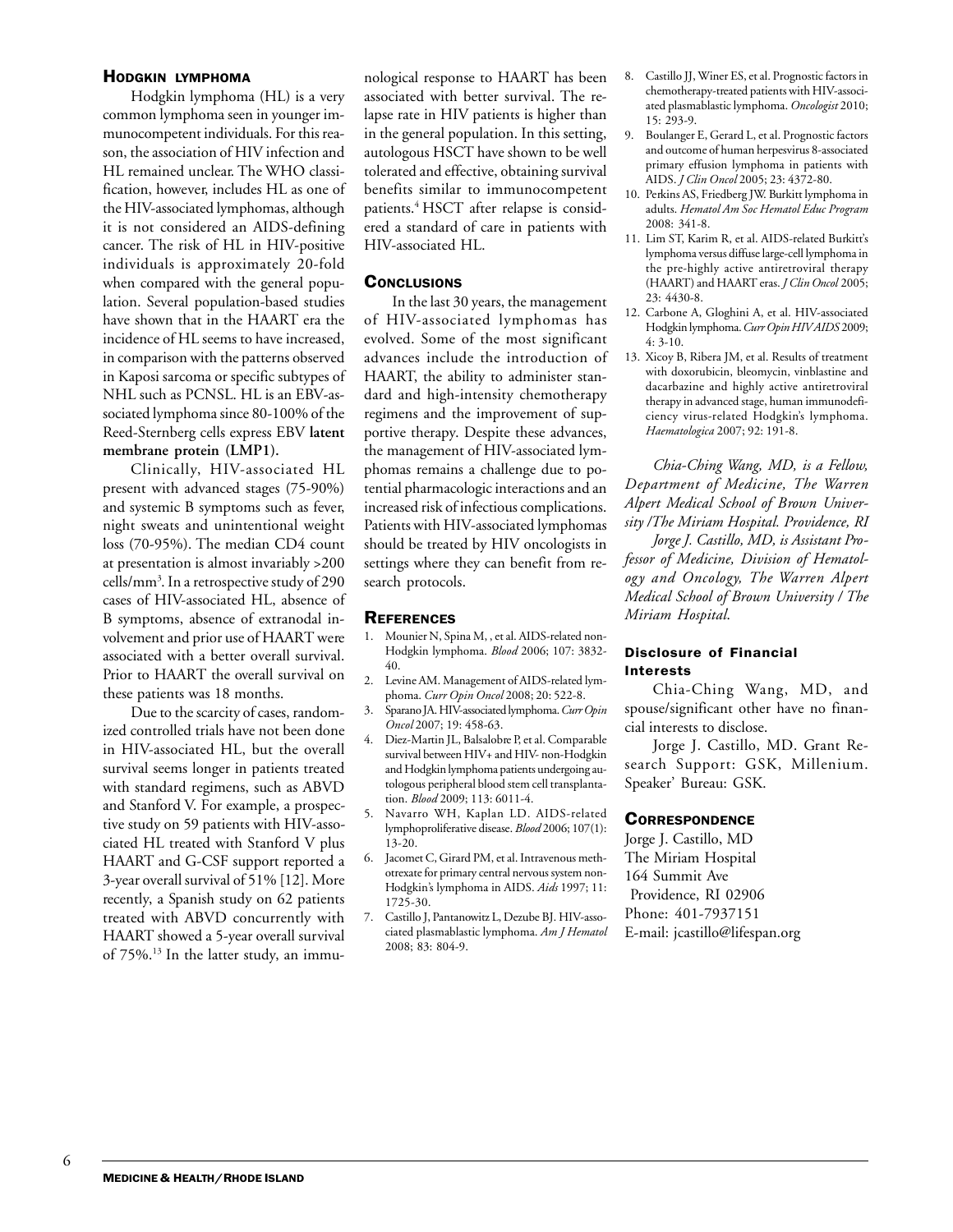## Hodgkin lymphoma

Hodgkin lymphoma (HL) is a very common lymphoma seen in younger immunocompetent individuals. For this reason, the association of HIV infection and HL remained unclear. The WHO classification, however, includes HL as one of the HIV-associated lymphomas, although it is not considered an AIDS-defining cancer. The risk of HL in HIV-positive individuals is approximately 20-fold when compared with the general population. Several population-based studies have shown that in the HAART era the incidence of HL seems to have increased, in comparison with the patterns observed in Kaposi sarcoma or specific subtypes of NHL such as PCNSL. HL is an EBV-associated lymphoma since 80-100% of the Reed-Sternberg cells express EBV **latent membrane protein (LMP1).**

Clinically, HIV-associated HL present with advanced stages (75-90%) and systemic B symptoms such as fever, night sweats and unintentional weight loss (70-95%). The median CD4 count at presentation is almost invariably >200 cells/mm$^3$. In a retrospective study of 290 cases of HIV-associated HL, absence of B symptoms, absence of extranodal involvement and prior use of HAART were associated with a better overall survival. Prior to HAART the overall survival on these patients was 18 months.

Due to the scarcity of cases, randomized controlled trials have not been done in HIV-associated HL, but the overall survival seems longer in patients treated with standard regimens, such as ABVD and Stanford V. For example, a prospective study on 59 patients with HIV-associated HL treated with Stanford V plus HAART and G-CSF support reported a 3-year overall survival of 51% [12]. More recently, a Spanish study on 62 patients treated with ABVD concurrently with HAART showed a 5-year overall survival of 75%.[13] In the latter study, an immunological response to HAART has been associated with better survival. The relapse rate in HIV patients is higher than in the general population. In this setting, autologous HSCT have shown to be well tolerated and effective, obtaining survival benefits similar to immunocompetent patients.[4] HSCT after relapse is considered a standard of care in patients with HIV-associated HL.

## Conclusions

In the last 30 years, the management of HIV-associated lymphomas has evolved. Some of the most significant advances include the introduction of HAART, the ability to administer standard and high-intensity chemotherapy regimens and the improvement of supportive therapy. Despite these advances, the management of HIV-associated lymphomas remains a challenge due to potential pharmacologic interactions and an increased risk of infectious complications. Patients with HIV-associated lymphomas should be treated by HIV oncologists in settings where they can benefit from research protocols.

## References

1. Mounier N, Spina M, , et al. AIDS-related non-Hodgkin lymphoma. *Blood* 2006; 107: 3832-40.
2. Levine AM. Management of AIDS-related lymphoma. *Curr Opin Oncol* 2008; 20: 522-8.
3. Sparano JA. HIV-associated lymphoma. *Curr Opin Oncol* 2007; 19: 458-63.
4. Diez-Martin JL, Balsalobre P, et al. Comparable survival between HIV+ and HIV- non-Hodgkin and Hodgkin lymphoma patients undergoing autologous peripheral blood stem cell transplantation. *Blood* 2009; 113: 6011-4.
5. Navarro WH, Kaplan LD. AIDS-related lymphoproliferative disease. *Blood* 2006; 107(1): 13-20.
6. Jacomet C, Girard PM, et al. Intravenous methotrexate for primary central nervous system non-Hodgkin's lymphoma in AIDS. *Aids* 1997; 11: 1725-30.
7. Castillo J, Pantanowitz L, Dezube BJ. HIV-associated plasmablastic lymphoma. *Am J Hematol* 2008; 83: 804-9.
8. Castillo JJ, Winer ES, et al. Prognostic factors in chemotherapy-treated patients with HIV-associated plasmablastic lymphoma. *Oncologist* 2010; 15: 293-9.
9. Boulanger E, Gerard L, et al. Prognostic factors and outcome of human herpesvirus 8-associated primary effusion lymphoma in patients with AIDS. *J Clin Oncol* 2005; 23: 4372-80.
10. Perkins AS, Friedberg JW. Burkitt lymphoma in adults. *Hematol Am Soc Hematol Educ Program* 2008: 341-8.
11. Lim ST, Karim R, et al. AIDS-related Burkitt's lymphoma versus diffuse large-cell lymphoma in the pre-highly active antiretroviral therapy (HAART) and HAART eras. *J Clin Oncol* 2005; 23: 4430-8.
12. Carbone A, Gloghini A, et al. HIV-associated Hodgkin lymphoma. *Curr Opin HIV AIDS* 2009; 4: 3-10.
13. Xicoy B, Ribera JM, et al. Results of treatment with doxorubicin, bleomycin, vinblastine and dacarbazine and highly active antiretroviral therapy in advanced stage, human immunodeficiency virus-related Hodgkin's lymphoma. *Haematologica* 2007; 92: 191-8.

*Chia-Ching Wang, MD, is a Fellow, Department of Medicine, The Warren Alpert Medical School of Brown University /The Miriam Hospital. Providence, RI*

*Jorge J. Castillo, MD, is Assistant Professor of Medicine, Division of Hematology and Oncology, The Warren Alpert Medical School of Brown University / The Miriam Hospital.*

### Disclosure of Financial Interests

Chia-Ching Wang, MD, and spouse/significant other have no financial interests to disclose.

Jorge J. Castillo, MD. Grant Research Support: GSK, Millenium. Speaker' Bureau: GSK.

## Correspondence

Jorge J. Castillo, MD
The Miriam Hospital
164 Summit Ave
Providence, RI 02906
Phone: 401-7937151
E-mail: jcastillo@lifespan.org